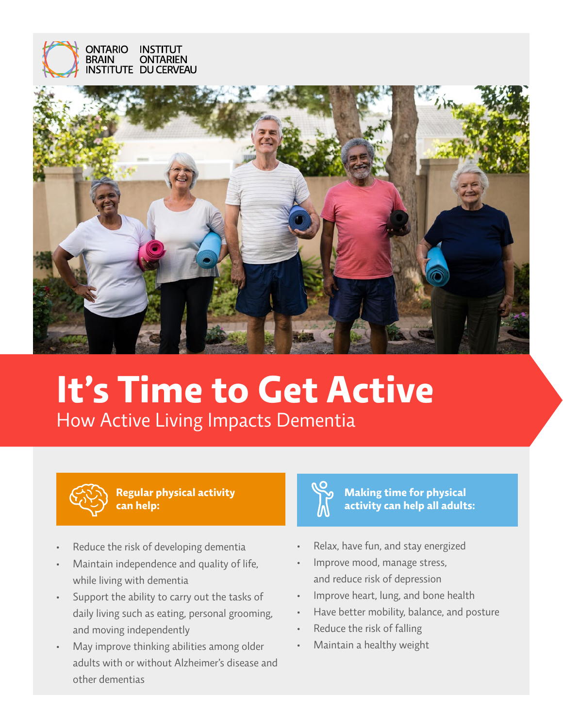ONTARIO BRAIN INSTITUTE | INSTITUT ONTARIEN DU CERVEAU

# It's Time to Get Active

## How Active Living Impacts Dementia

### Regular physical activity can help:

- Reduce the risk of developing dementia
- Maintain independence and quality of life, while living with dementia
- Support the ability to carry out the tasks of daily living such as eating, personal grooming, and moving independently
- May improve thinking abilities among older adults with or without Alzheimer's disease and other dementias

### Making time for physical activity can help all adults:

- Relax, have fun, and stay energized
- Improve mood, manage stress, and reduce risk of depression
- Improve heart, lung, and bone health
- Have better mobility, balance, and posture
- Reduce the risk of falling
- Maintain a healthy weight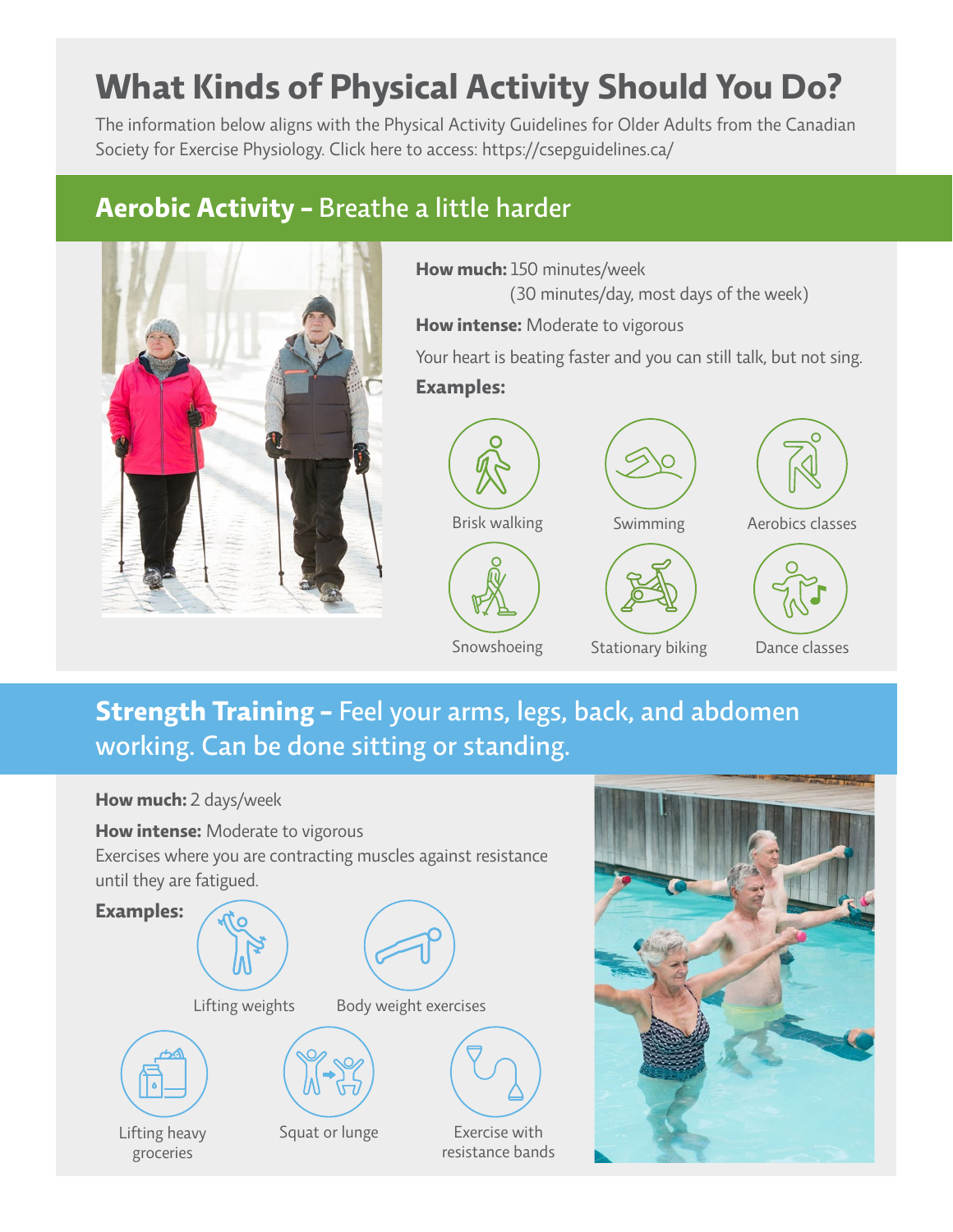# What Kinds of Physical Activity Should You Do?

The information below aligns with the Physical Activity Guidelines for Older Adults from the Canadian Society for Exercise Physiology. Click here to access: https://csepguidelines.ca/

## Aerobic Activity – Breathe a little harder

**How much:** 150 minutes/week
(30 minutes/day, most days of the week)

**How intense:** Moderate to vigorous

Your heart is beating faster and you can still talk, but not sing.

**Examples:**

- Brisk walking
- Swimming
- Aerobics classes
- Snowshoeing
- Stationary biking
- Dance classes

## Strength Training – Feel your arms, legs, back, and abdomen working. Can be done sitting or standing.

**How much:** 2 days/week

**How intense:** Moderate to vigorous

Exercises where you are contracting muscles against resistance until they are fatigued.

**Examples:**

- Lifting weights
- Body weight exercises
- Lifting heavy groceries
- Squat or lunge
- Exercise with resistance bands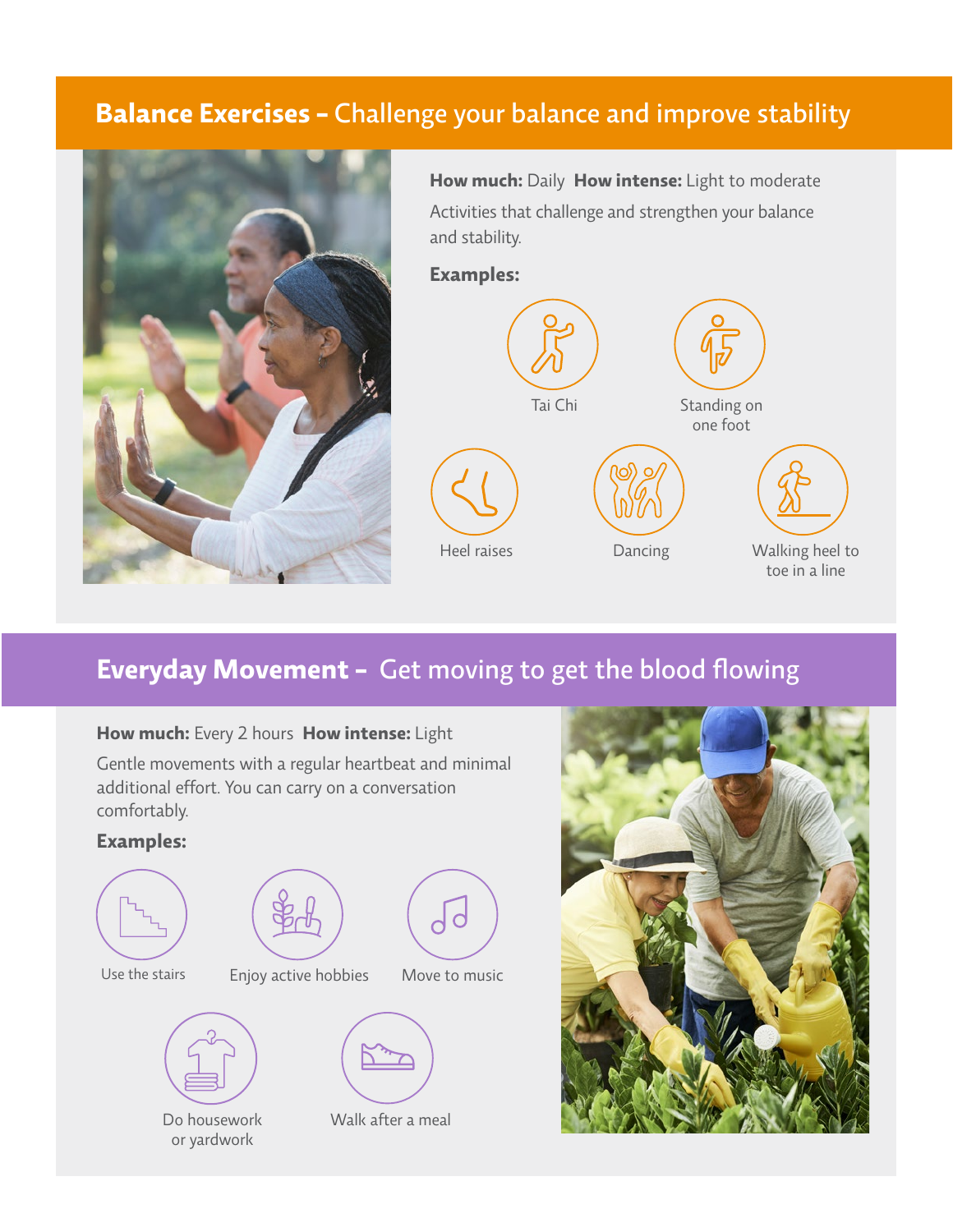## **Balance Exercises –** Challenge your balance and improve stability

**How much:** Daily **How intense:** Light to moderate

Activities that challenge and strengthen your balance and stability.

**Examples:**

- Tai Chi
- Standing on one foot
- Heel raises
- Dancing
- Walking heel to toe in a line

## **Everyday Movement –** Get moving to get the blood flowing

**How much:** Every 2 hours **How intense:** Light

Gentle movements with a regular heartbeat and minimal additional effort. You can carry on a conversation comfortably.

**Examples:**

- Use the stairs
- Enjoy active hobbies
- Move to music
- Do housework or yardwork
- Walk after a meal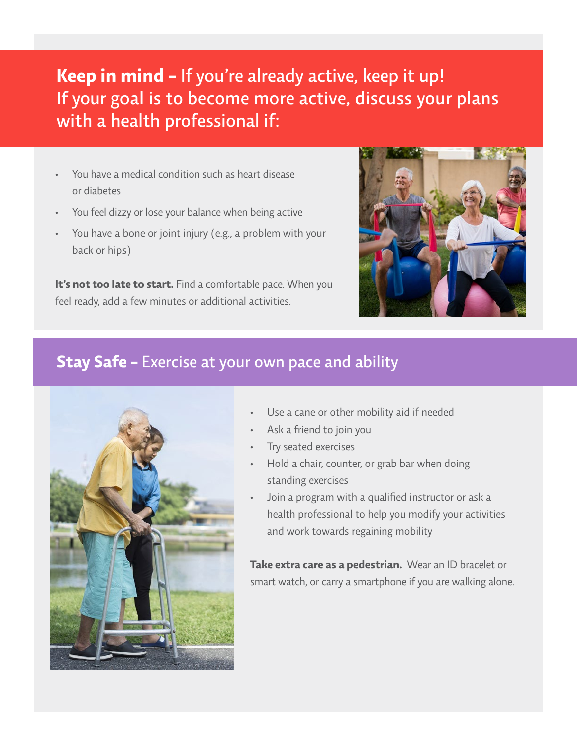## **Keep in mind –** If you're already active, keep it up! If your goal is to become more active, discuss your plans with a health professional if:

- You have a medical condition such as heart disease or diabetes
- You feel dizzy or lose your balance when being active
- You have a bone or joint injury (e.g., a problem with your back or hips)

**It's not too late to start.** Find a comfortable pace. When you feel ready, add a few minutes or additional activities.

## **Stay Safe –** Exercise at your own pace and ability

- Use a cane or other mobility aid if needed
- Ask a friend to join you
- Try seated exercises
- Hold a chair, counter, or grab bar when doing standing exercises
- Join a program with a qualified instructor or ask a health professional to help you modify your activities and work towards regaining mobility

**Take extra care as a pedestrian.** Wear an ID bracelet or smart watch, or carry a smartphone if you are walking alone.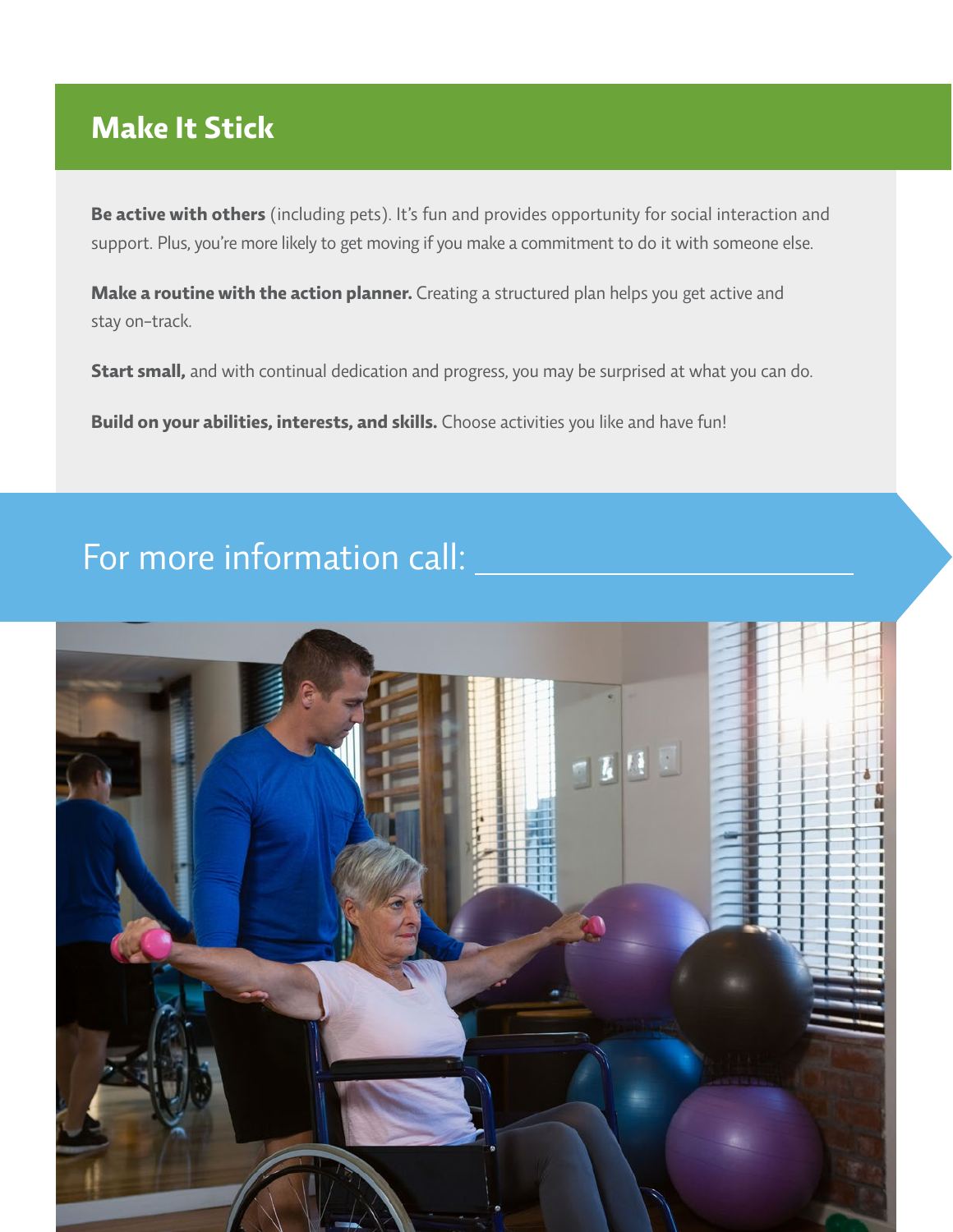## Make It Stick

**Be active with others** (including pets). It's fun and provides opportunity for social interaction and support. Plus, you're more likely to get moving if you make a commitment to do it with someone else.

**Make a routine with the action planner.** Creating a structured plan helps you get active and stay on-track.

**Start small,** and with continual dedication and progress, you may be surprised at what you can do.

**Build on your abilities, interests, and skills.** Choose activities you like and have fun!

For more information call: ______________________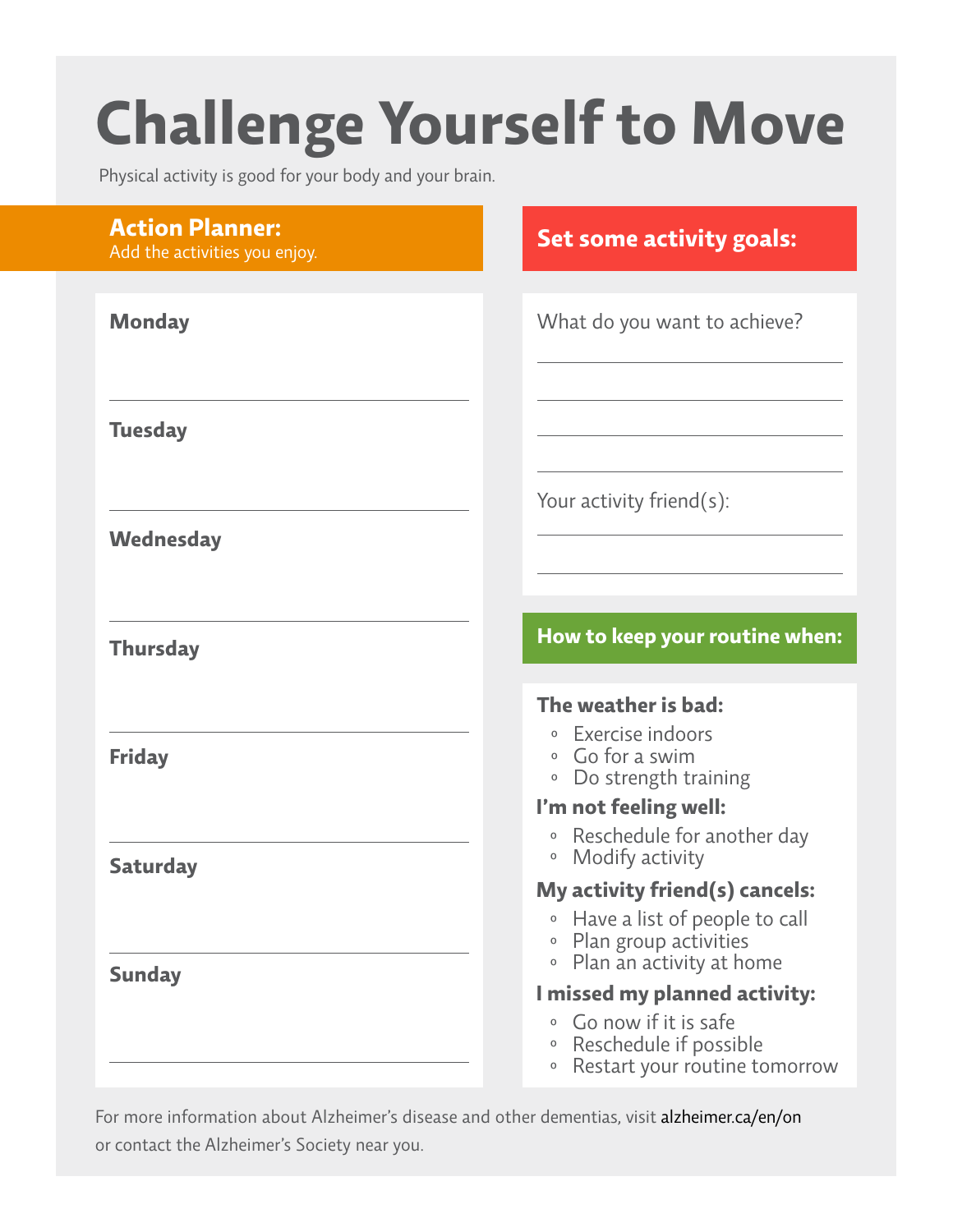# Challenge Yourself to Move

Physical activity is good for your body and your brain.

## Action Planner:

Add the activities you enjoy.

**Monday**

**Tuesday**

**Wednesday**

**Thursday**

**Friday**

**Saturday**

**Sunday**

## Set some activity goals:

What do you want to achieve?

Your activity friend(s):

## How to keep your routine when:

**The weather is bad:**

- Exercise indoors
- Go for a swim
- Do strength training

**I'm not feeling well:**

- Reschedule for another day
- Modify activity

**My activity friend(s) cancels:**

- Have a list of people to call
- Plan group activities
- Plan an activity at home

**I missed my planned activity:**

- Go now if it is safe
- Reschedule if possible
- Restart your routine tomorrow

For more information about Alzheimer's disease and other dementias, visit alzheimer.ca/en/on or contact the Alzheimer's Society near you.